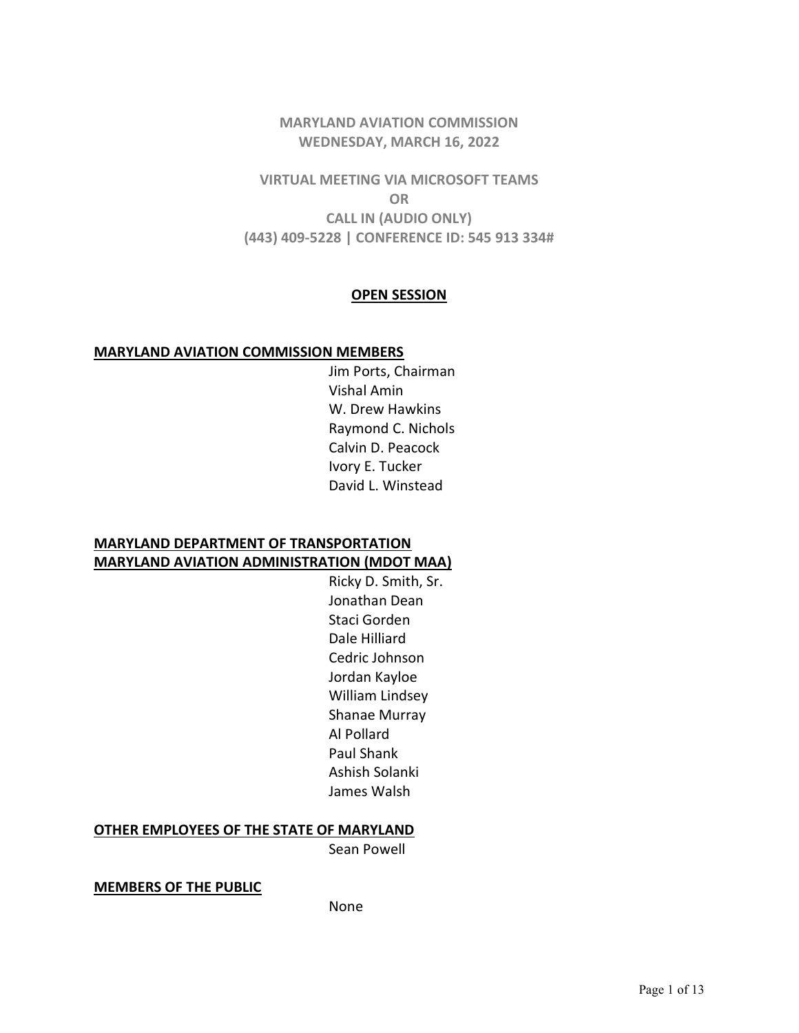**MARYLAND AVIATION COMMISSION**
**WEDNESDAY, MARCH 16, 2022**

**VIRTUAL MEETING VIA MICROSOFT TEAMS**
**OR**
**CALL IN (AUDIO ONLY)**
**(443) 409-5228 | CONFERENCE ID: 545 913 334#**

## OPEN SESSION

**MARYLAND AVIATION COMMISSION MEMBERS**

Jim Ports, Chairman
Vishal Amin
W. Drew Hawkins
Raymond C. Nichols
Calvin D. Peacock
Ivory E. Tucker
David L. Winstead

**MARYLAND DEPARTMENT OF TRANSPORTATION**
**MARYLAND AVIATION ADMINISTRATION (MDOT MAA)**

Ricky D. Smith, Sr.
Jonathan Dean
Staci Gorden
Dale Hilliard
Cedric Johnson
Jordan Kayloe
William Lindsey
Shanae Murray
Al Pollard
Paul Shank
Ashish Solanki
James Walsh

**OTHER EMPLOYEES OF THE STATE OF MARYLAND**

Sean Powell

**MEMBERS OF THE PUBLIC**

None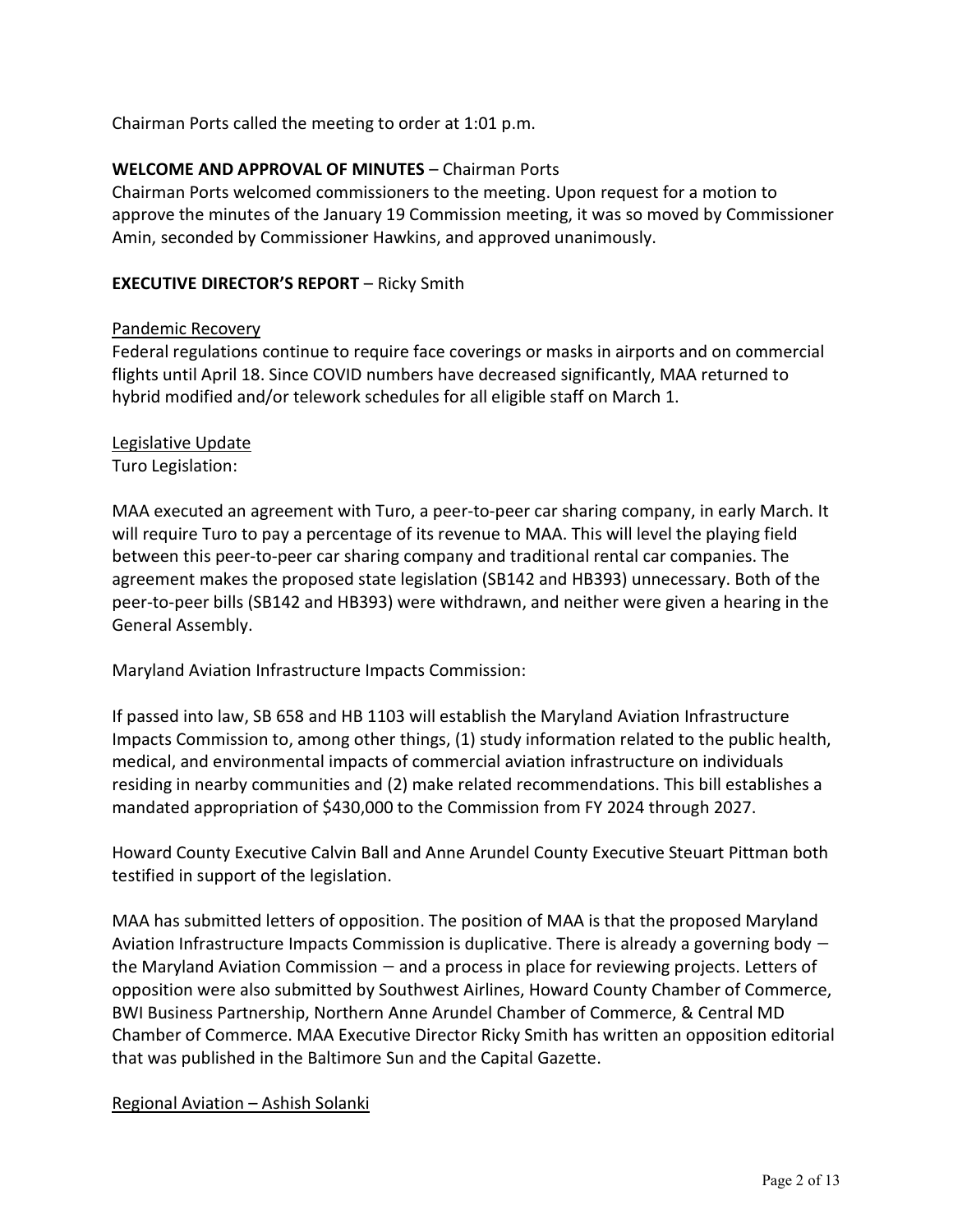Chairman Ports called the meeting to order at 1:01 p.m.

**WELCOME AND APPROVAL OF MINUTES** – Chairman Ports

Chairman Ports welcomed commissioners to the meeting. Upon request for a motion to approve the minutes of the January 19 Commission meeting, it was so moved by Commissioner Amin, seconded by Commissioner Hawkins, and approved unanimously.

**EXECUTIVE DIRECTOR'S REPORT** – Ricky Smith

<u>Pandemic Recovery</u>

Federal regulations continue to require face coverings or masks in airports and on commercial flights until April 18. Since COVID numbers have decreased significantly, MAA returned to hybrid modified and/or telework schedules for all eligible staff on March 1.

<u>Legislative Update</u>

Turo Legislation:

MAA executed an agreement with Turo, a peer-to-peer car sharing company, in early March. It will require Turo to pay a percentage of its revenue to MAA. This will level the playing field between this peer-to-peer car sharing company and traditional rental car companies. The agreement makes the proposed state legislation (SB142 and HB393) unnecessary. Both of the peer-to-peer bills (SB142 and HB393) were withdrawn, and neither were given a hearing in the General Assembly.

Maryland Aviation Infrastructure Impacts Commission:

If passed into law, SB 658 and HB 1103 will establish the Maryland Aviation Infrastructure Impacts Commission to, among other things, (1) study information related to the public health, medical, and environmental impacts of commercial aviation infrastructure on individuals residing in nearby communities and (2) make related recommendations. This bill establishes a mandated appropriation of $430,000 to the Commission from FY 2024 through 2027.

Howard County Executive Calvin Ball and Anne Arundel County Executive Steuart Pittman both testified in support of the legislation.

MAA has submitted letters of opposition. The position of MAA is that the proposed Maryland Aviation Infrastructure Impacts Commission is duplicative. There is already a governing body – the Maryland Aviation Commission – and a process in place for reviewing projects. Letters of opposition were also submitted by Southwest Airlines, Howard County Chamber of Commerce, BWI Business Partnership, Northern Anne Arundel Chamber of Commerce, & Central MD Chamber of Commerce. MAA Executive Director Ricky Smith has written an opposition editorial that was published in the Baltimore Sun and the Capital Gazette.

<u>Regional Aviation – Ashish Solanki</u>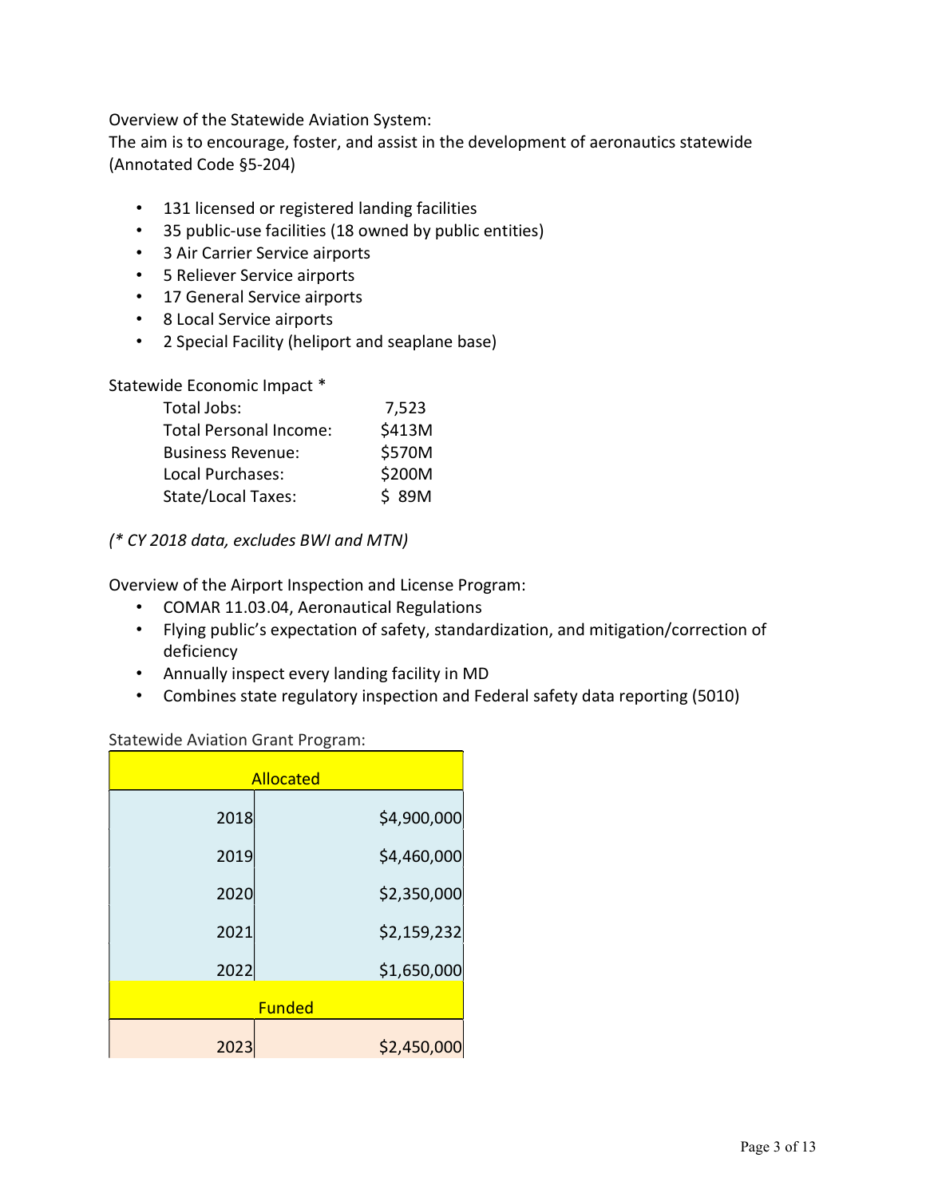Overview of the Statewide Aviation System:
The aim is to encourage, foster, and assist in the development of aeronautics statewide (Annotated Code §5-204)

- 131 licensed or registered landing facilities
- 35 public-use facilities (18 owned by public entities)
- 3 Air Carrier Service airports
- 5 Reliever Service airports
- 17 General Service airports
- 8 Local Service airports
- 2 Special Facility (heliport and seaplane base)

Statewide Economic Impact *

| | |
|---|---|
| Total Jobs: | 7,523 |
| Total Personal Income: | $413M |
| Business Revenue: | $570M |
| Local Purchases: | $200M |
| State/Local Taxes: | $ 89M |

*(* CY 2018 data, excludes BWI and MTN)*

Overview of the Airport Inspection and License Program:

- COMAR 11.03.04, Aeronautical Regulations
- Flying public's expectation of safety, standardization, and mitigation/correction of deficiency
- Annually inspect every landing facility in MD
- Combines state regulatory inspection and Federal safety data reporting (5010)

Statewide Aviation Grant Program:

| Allocated | |
|---|---|
| 2018 | $4,900,000 |
| 2019 | $4,460,000 |
| 2020 | $2,350,000 |
| 2021 | $2,159,232 |
| 2022 | $1,650,000 |
| **Funded** | |
| 2023 | $2,450,000 |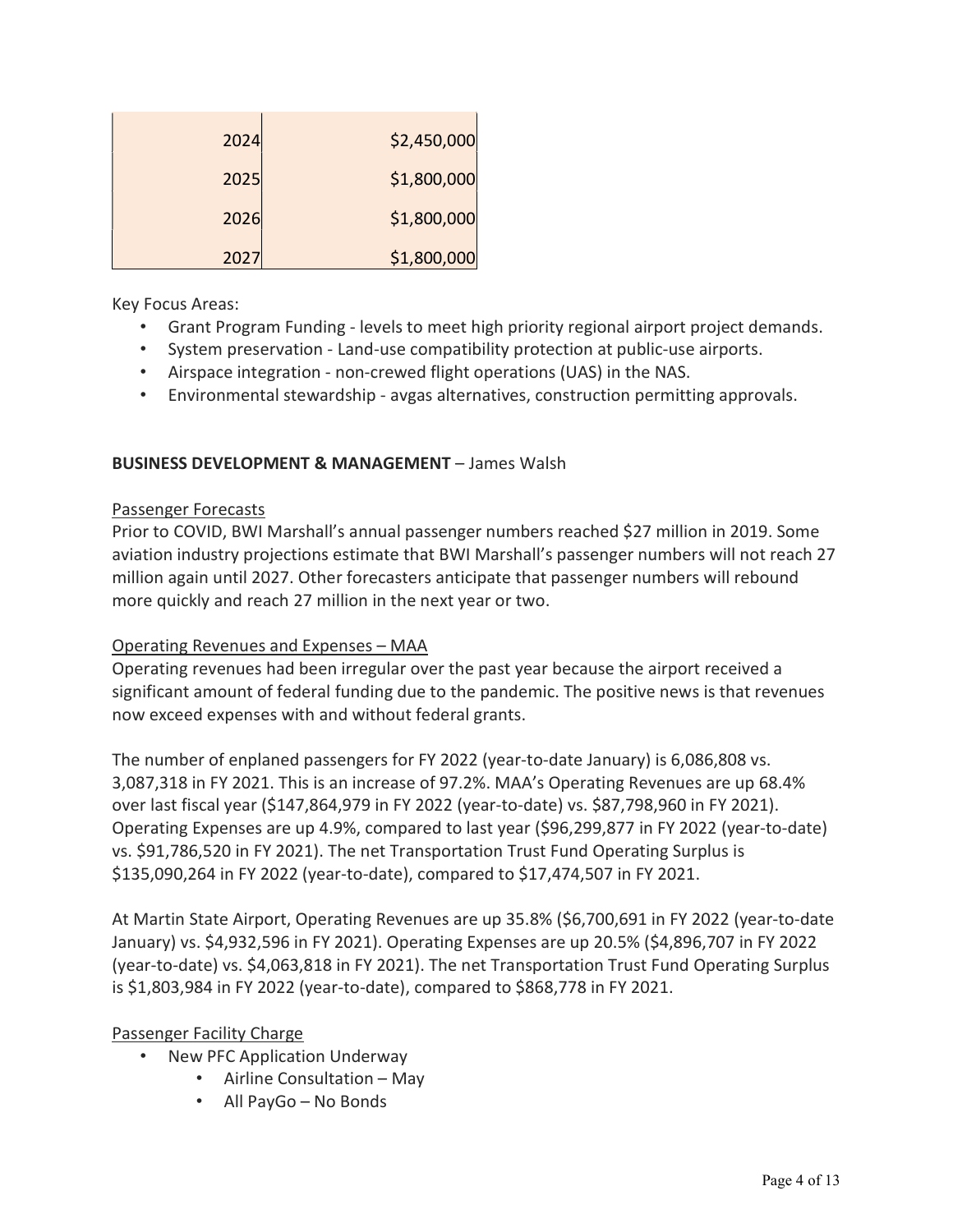| | |
|---|---|
| 2024 | $2,450,000 |
| 2025 | $1,800,000 |
| 2026 | $1,800,000 |
| 2027 | $1,800,000 |

Key Focus Areas:

- Grant Program Funding - levels to meet high priority regional airport project demands.
- System preservation - Land-use compatibility protection at public-use airports.
- Airspace integration - non-crewed flight operations (UAS) in the NAS.
- Environmental stewardship - avgas alternatives, construction permitting approvals.

**BUSINESS DEVELOPMENT & MANAGEMENT** – James Walsh

Passenger Forecasts

Prior to COVID, BWI Marshall's annual passenger numbers reached $27 million in 2019. Some aviation industry projections estimate that BWI Marshall's passenger numbers will not reach 27 million again until 2027. Other forecasters anticipate that passenger numbers will rebound more quickly and reach 27 million in the next year or two.

Operating Revenues and Expenses – MAA

Operating revenues had been irregular over the past year because the airport received a significant amount of federal funding due to the pandemic. The positive news is that revenues now exceed expenses with and without federal grants.

The number of enplaned passengers for FY 2022 (year-to-date January) is 6,086,808 vs. 3,087,318 in FY 2021. This is an increase of 97.2%. MAA's Operating Revenues are up 68.4% over last fiscal year ($147,864,979 in FY 2022 (year-to-date) vs. $87,798,960 in FY 2021). Operating Expenses are up 4.9%, compared to last year ($96,299,877 in FY 2022 (year-to-date) vs. $91,786,520 in FY 2021). The net Transportation Trust Fund Operating Surplus is $135,090,264 in FY 2022 (year-to-date), compared to $17,474,507 in FY 2021.

At Martin State Airport, Operating Revenues are up 35.8% ($6,700,691 in FY 2022 (year-to-date January) vs. $4,932,596 in FY 2021). Operating Expenses are up 20.5% ($4,896,707 in FY 2022 (year-to-date) vs. $4,063,818 in FY 2021). The net Transportation Trust Fund Operating Surplus is $1,803,984 in FY 2022 (year-to-date), compared to $868,778 in FY 2021.

Passenger Facility Charge

- New PFC Application Underway
  - Airline Consultation – May
  - All PayGo – No Bonds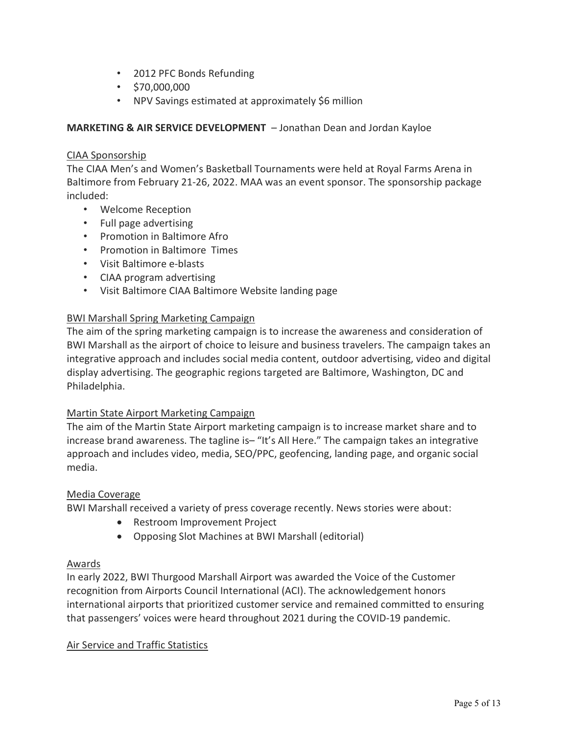- 2012 PFC Bonds Refunding
- $70,000,000
- NPV Savings estimated at approximately $6 million

**MARKETING & AIR SERVICE DEVELOPMENT** – Jonathan Dean and Jordan Kayloe

CIAA Sponsorship

The CIAA Men's and Women's Basketball Tournaments were held at Royal Farms Arena in Baltimore from February 21-26, 2022. MAA was an event sponsor. The sponsorship package included:

- Welcome Reception
- Full page advertising
- Promotion in Baltimore Afro
- Promotion in Baltimore Times
- Visit Baltimore e-blasts
- CIAA program advertising
- Visit Baltimore CIAA Baltimore Website landing page

BWI Marshall Spring Marketing Campaign

The aim of the spring marketing campaign is to increase the awareness and consideration of BWI Marshall as the airport of choice to leisure and business travelers. The campaign takes an integrative approach and includes social media content, outdoor advertising, video and digital display advertising. The geographic regions targeted are Baltimore, Washington, DC and Philadelphia.

Martin State Airport Marketing Campaign

The aim of the Martin State Airport marketing campaign is to increase market share and to increase brand awareness. The tagline is– "It's All Here." The campaign takes an integrative approach and includes video, media, SEO/PPC, geofencing, landing page, and organic social media.

Media Coverage

BWI Marshall received a variety of press coverage recently. News stories were about:

- Restroom Improvement Project
- Opposing Slot Machines at BWI Marshall (editorial)

Awards

In early 2022, BWI Thurgood Marshall Airport was awarded the Voice of the Customer recognition from Airports Council International (ACI). The acknowledgement honors international airports that prioritized customer service and remained committed to ensuring that passengers' voices were heard throughout 2021 during the COVID-19 pandemic.

Air Service and Traffic Statistics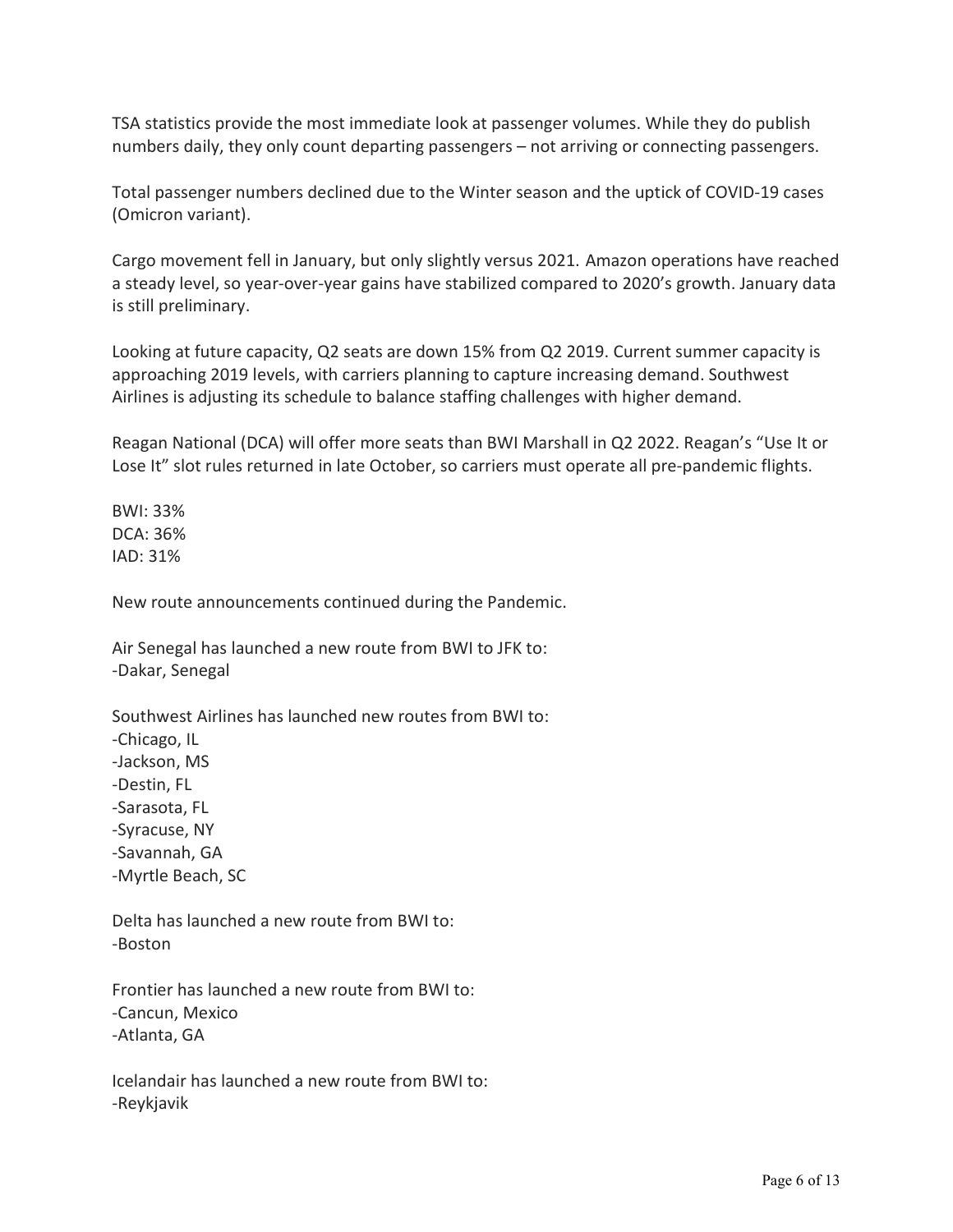TSA statistics provide the most immediate look at passenger volumes. While they do publish numbers daily, they only count departing passengers – not arriving or connecting passengers.

Total passenger numbers declined due to the Winter season and the uptick of COVID-19 cases (Omicron variant).

Cargo movement fell in January, but only slightly versus 2021. Amazon operations have reached a steady level, so year-over-year gains have stabilized compared to 2020's growth. January data is still preliminary.

Looking at future capacity, Q2 seats are down 15% from Q2 2019. Current summer capacity is approaching 2019 levels, with carriers planning to capture increasing demand. Southwest Airlines is adjusting its schedule to balance staffing challenges with higher demand.

Reagan National (DCA) will offer more seats than BWI Marshall in Q2 2022. Reagan's "Use It or Lose It" slot rules returned in late October, so carriers must operate all pre-pandemic flights.

BWI: 33%
DCA: 36%
IAD: 31%

New route announcements continued during the Pandemic.

Air Senegal has launched a new route from BWI to JFK to:
-Dakar, Senegal

Southwest Airlines has launched new routes from BWI to:
-Chicago, IL
-Jackson, MS
-Destin, FL
-Sarasota, FL
-Syracuse, NY
-Savannah, GA
-Myrtle Beach, SC

Delta has launched a new route from BWI to:
-Boston

Frontier has launched a new route from BWI to:
-Cancun, Mexico
-Atlanta, GA

Icelandair has launched a new route from BWI to:
-Reykjavik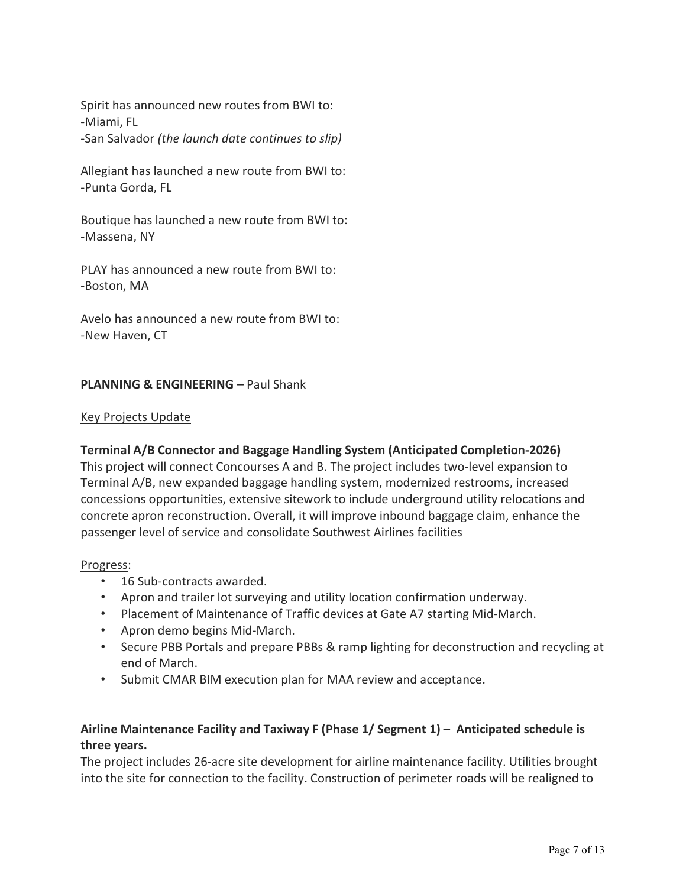Spirit has announced new routes from BWI to:
-Miami, FL
-San Salvador *(the launch date continues to slip)*

Allegiant has launched a new route from BWI to:
-Punta Gorda, FL

Boutique has launched a new route from BWI to:
-Massena, NY

PLAY has announced a new route from BWI to:
-Boston, MA

Avelo has announced a new route from BWI to:
-New Haven, CT

**PLANNING & ENGINEERING** – Paul Shank

Key Projects Update

**Terminal A/B Connector and Baggage Handling System (Anticipated Completion-2026)**
This project will connect Concourses A and B. The project includes two-level expansion to Terminal A/B, new expanded baggage handling system, modernized restrooms, increased concessions opportunities, extensive sitework to include underground utility relocations and concrete apron reconstruction. Overall, it will improve inbound baggage claim, enhance the passenger level of service and consolidate Southwest Airlines facilities

Progress:

- 16 Sub-contracts awarded.
- Apron and trailer lot surveying and utility location confirmation underway.
- Placement of Maintenance of Traffic devices at Gate A7 starting Mid-March.
- Apron demo begins Mid-March.
- Secure PBB Portals and prepare PBBs & ramp lighting for deconstruction and recycling at end of March.
- Submit CMAR BIM execution plan for MAA review and acceptance.

**Airline Maintenance Facility and Taxiway F (Phase 1/ Segment 1) – Anticipated schedule is three years.**
The project includes 26-acre site development for airline maintenance facility. Utilities brought into the site for connection to the facility. Construction of perimeter roads will be realigned to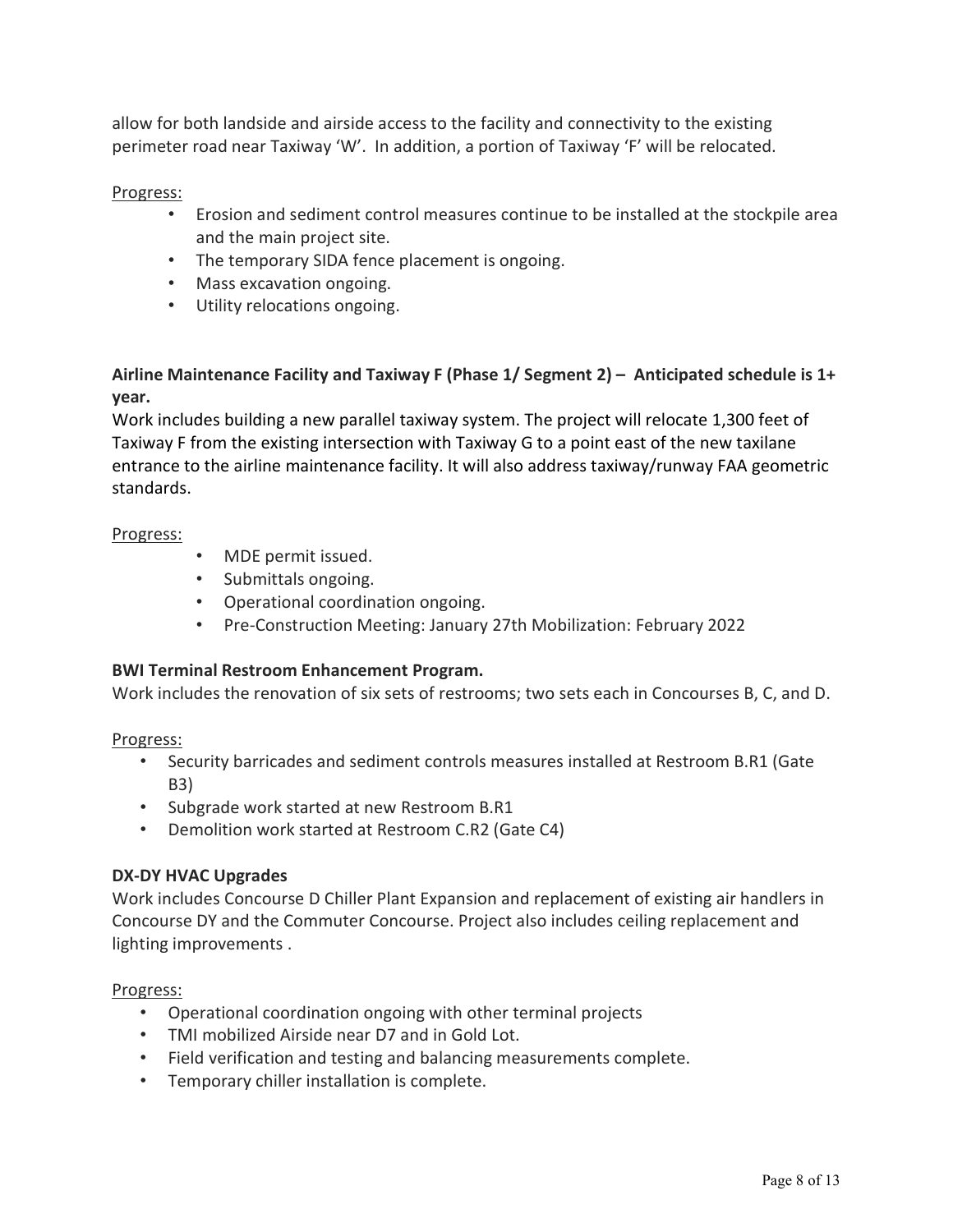allow for both landside and airside access to the facility and connectivity to the existing perimeter road near Taxiway 'W'. In addition, a portion of Taxiway 'F' will be relocated.

Progress:

- Erosion and sediment control measures continue to be installed at the stockpile area and the main project site.
- The temporary SIDA fence placement is ongoing.
- Mass excavation ongoing.
- Utility relocations ongoing.

**Airline Maintenance Facility and Taxiway F (Phase 1/ Segment 2) – Anticipated schedule is 1+ year.**

Work includes building a new parallel taxiway system. The project will relocate 1,300 feet of Taxiway F from the existing intersection with Taxiway G to a point east of the new taxilane entrance to the airline maintenance facility. It will also address taxiway/runway FAA geometric standards.

Progress:

- MDE permit issued.
- Submittals ongoing.
- Operational coordination ongoing.
- Pre-Construction Meeting: January 27th Mobilization: February 2022

**BWI Terminal Restroom Enhancement Program.**

Work includes the renovation of six sets of restrooms; two sets each in Concourses B, C, and D.

Progress:

- Security barricades and sediment controls measures installed at Restroom B.R1 (Gate B3)
- Subgrade work started at new Restroom B.R1
- Demolition work started at Restroom C.R2 (Gate C4)

**DX-DY HVAC Upgrades**

Work includes Concourse D Chiller Plant Expansion and replacement of existing air handlers in Concourse DY and the Commuter Concourse. Project also includes ceiling replacement and lighting improvements .

Progress:

- Operational coordination ongoing with other terminal projects
- TMI mobilized Airside near D7 and in Gold Lot.
- Field verification and testing and balancing measurements complete.
- Temporary chiller installation is complete.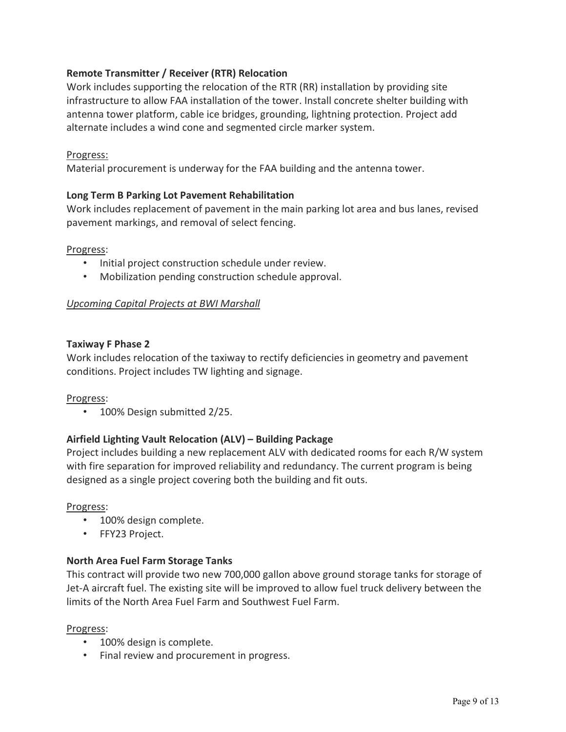**Remote Transmitter / Receiver (RTR) Relocation**

Work includes supporting the relocation of the RTR (RR) installation by providing site infrastructure to allow FAA installation of the tower. Install concrete shelter building with antenna tower platform, cable ice bridges, grounding, lightning protection. Project add alternate includes a wind cone and segmented circle marker system.

Progress:

Material procurement is underway for the FAA building and the antenna tower.

**Long Term B Parking Lot Pavement Rehabilitation**

Work includes replacement of pavement in the main parking lot area and bus lanes, revised pavement markings, and removal of select fencing.

Progress:

- Initial project construction schedule under review.
- Mobilization pending construction schedule approval.

*Upcoming Capital Projects at BWI Marshall*

**Taxiway F Phase 2**

Work includes relocation of the taxiway to rectify deficiencies in geometry and pavement conditions. Project includes TW lighting and signage.

Progress:

- 100% Design submitted 2/25.

**Airfield Lighting Vault Relocation (ALV) – Building Package**

Project includes building a new replacement ALV with dedicated rooms for each R/W system with fire separation for improved reliability and redundancy. The current program is being designed as a single project covering both the building and fit outs.

Progress:

- 100% design complete.
- FFY23 Project.

**North Area Fuel Farm Storage Tanks**

This contract will provide two new 700,000 gallon above ground storage tanks for storage of Jet-A aircraft fuel. The existing site will be improved to allow fuel truck delivery between the limits of the North Area Fuel Farm and Southwest Fuel Farm.

Progress:

- 100% design is complete.
- Final review and procurement in progress.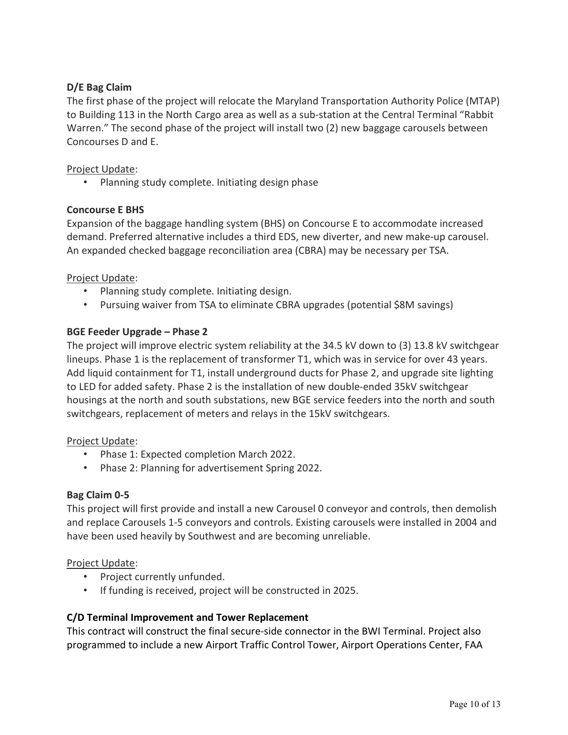**D/E Bag Claim**

The first phase of the project will relocate the Maryland Transportation Authority Police (MTAP) to Building 113 in the North Cargo area as well as a sub-station at the Central Terminal "Rabbit Warren." The second phase of the project will install two (2) new baggage carousels between Concourses D and E.

Project Update:

- Planning study complete. Initiating design phase

**Concourse E BHS**

Expansion of the baggage handling system (BHS) on Concourse E to accommodate increased demand. Preferred alternative includes a third EDS, new diverter, and new make-up carousel. An expanded checked baggage reconciliation area (CBRA) may be necessary per TSA.

Project Update:

- Planning study complete. Initiating design.
- Pursuing waiver from TSA to eliminate CBRA upgrades (potential $8M savings)

**BGE Feeder Upgrade – Phase 2**

The project will improve electric system reliability at the 34.5 kV down to (3) 13.8 kV switchgear lineups. Phase 1 is the replacement of transformer T1, which was in service for over 43 years. Add liquid containment for T1, install underground ducts for Phase 2, and upgrade site lighting to LED for added safety. Phase 2 is the installation of new double-ended 35kV switchgear housings at the north and south substations, new BGE service feeders into the north and south switchgears, replacement of meters and relays in the 15kV switchgears.

Project Update:

- Phase 1: Expected completion March 2022.
- Phase 2: Planning for advertisement Spring 2022.

**Bag Claim 0-5**

This project will first provide and install a new Carousel 0 conveyor and controls, then demolish and replace Carousels 1-5 conveyors and controls. Existing carousels were installed in 2004 and have been used heavily by Southwest and are becoming unreliable.

Project Update:

- Project currently unfunded.
- If funding is received, project will be constructed in 2025.

**C/D Terminal Improvement and Tower Replacement**

This contract will construct the final secure-side connector in the BWI Terminal. Project also programmed to include a new Airport Traffic Control Tower, Airport Operations Center, FAA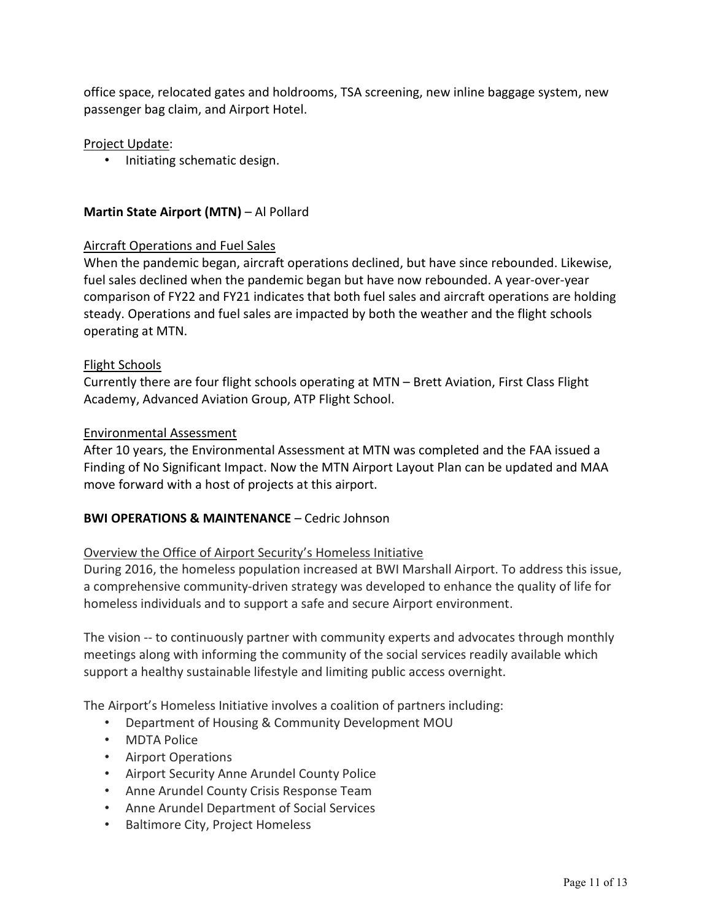office space, relocated gates and holdrooms, TSA screening, new inline baggage system, new passenger bag claim, and Airport Hotel.

<u>Project Update</u>:

- Initiating schematic design.

**Martin State Airport (MTN)** – Al Pollard

<u>Aircraft Operations and Fuel Sales</u>

When the pandemic began, aircraft operations declined, but have since rebounded. Likewise, fuel sales declined when the pandemic began but have now rebounded. A year-over-year comparison of FY22 and FY21 indicates that both fuel sales and aircraft operations are holding steady. Operations and fuel sales are impacted by both the weather and the flight schools operating at MTN.

<u>Flight Schools</u>

Currently there are four flight schools operating at MTN – Brett Aviation, First Class Flight Academy, Advanced Aviation Group, ATP Flight School.

<u>Environmental Assessment</u>

After 10 years, the Environmental Assessment at MTN was completed and the FAA issued a Finding of No Significant Impact. Now the MTN Airport Layout Plan can be updated and MAA move forward with a host of projects at this airport.

**BWI OPERATIONS & MAINTENANCE** – Cedric Johnson

<u>Overview the Office of Airport Security's Homeless Initiative</u>

During 2016, the homeless population increased at BWI Marshall Airport. To address this issue, a comprehensive community-driven strategy was developed to enhance the quality of life for homeless individuals and to support a safe and secure Airport environment.

The vision -- to continuously partner with community experts and advocates through monthly meetings along with informing the community of the social services readily available which support a healthy sustainable lifestyle and limiting public access overnight.

The Airport's Homeless Initiative involves a coalition of partners including:

- Department of Housing & Community Development MOU
- MDTA Police
- Airport Operations
- Airport Security Anne Arundel County Police
- Anne Arundel County Crisis Response Team
- Anne Arundel Department of Social Services
- Baltimore City, Project Homeless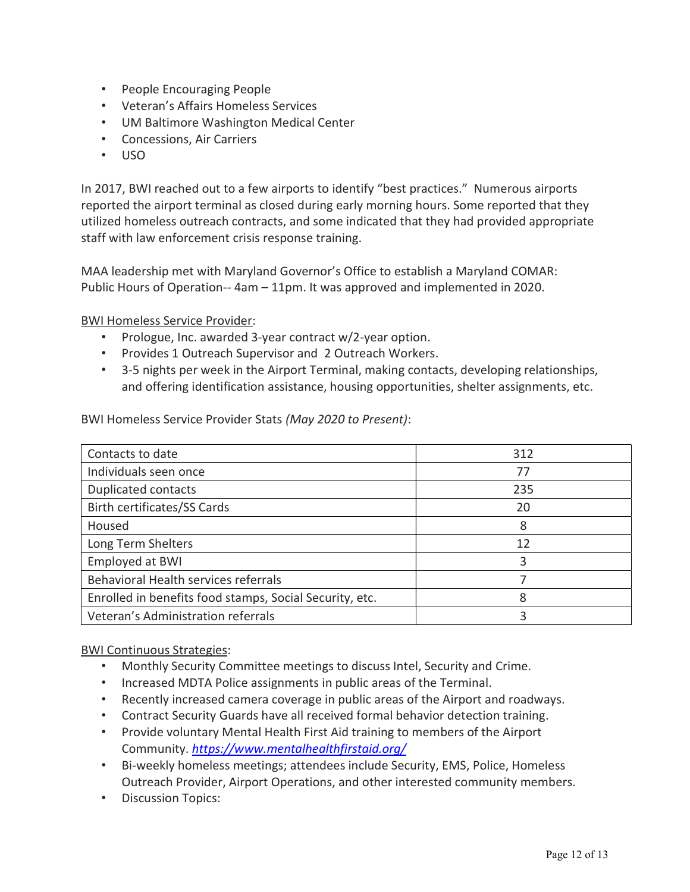- People Encouraging People
- Veteran's Affairs Homeless Services
- UM Baltimore Washington Medical Center
- Concessions, Air Carriers
- USO

In 2017, BWI reached out to a few airports to identify "best practices." Numerous airports reported the airport terminal as closed during early morning hours. Some reported that they utilized homeless outreach contracts, and some indicated that they had provided appropriate staff with law enforcement crisis response training.

MAA leadership met with Maryland Governor's Office to establish a Maryland COMAR: Public Hours of Operation-- 4am – 11pm. It was approved and implemented in 2020.

<u>BWI Homeless Service Provider</u>:

- Prologue, Inc. awarded 3-year contract w/2-year option.
- Provides 1 Outreach Supervisor and 2 Outreach Workers.
- 3-5 nights per week in the Airport Terminal, making contacts, developing relationships, and offering identification assistance, housing opportunities, shelter assignments, etc.

BWI Homeless Service Provider Stats *(May 2020 to Present)*:

| | |
|---|---|
| Contacts to date | 312 |
| Individuals seen once | 77 |
| Duplicated contacts | 235 |
| Birth certificates/SS Cards | 20 |
| Housed | 8 |
| Long Term Shelters | 12 |
| Employed at BWI | 3 |
| Behavioral Health services referrals | 7 |
| Enrolled in benefits food stamps, Social Security, etc. | 8 |
| Veteran's Administration referrals | 3 |

<u>BWI Continuous Strategies</u>:

- Monthly Security Committee meetings to discuss Intel, Security and Crime.
- Increased MDTA Police assignments in public areas of the Terminal.
- Recently increased camera coverage in public areas of the Airport and roadways.
- Contract Security Guards have all received formal behavior detection training.
- Provide voluntary Mental Health First Aid training to members of the Airport Community. *https://www.mentalhealthfirstaid.org/*
- Bi-weekly homeless meetings; attendees include Security, EMS, Police, Homeless Outreach Provider, Airport Operations, and other interested community members.
- Discussion Topics: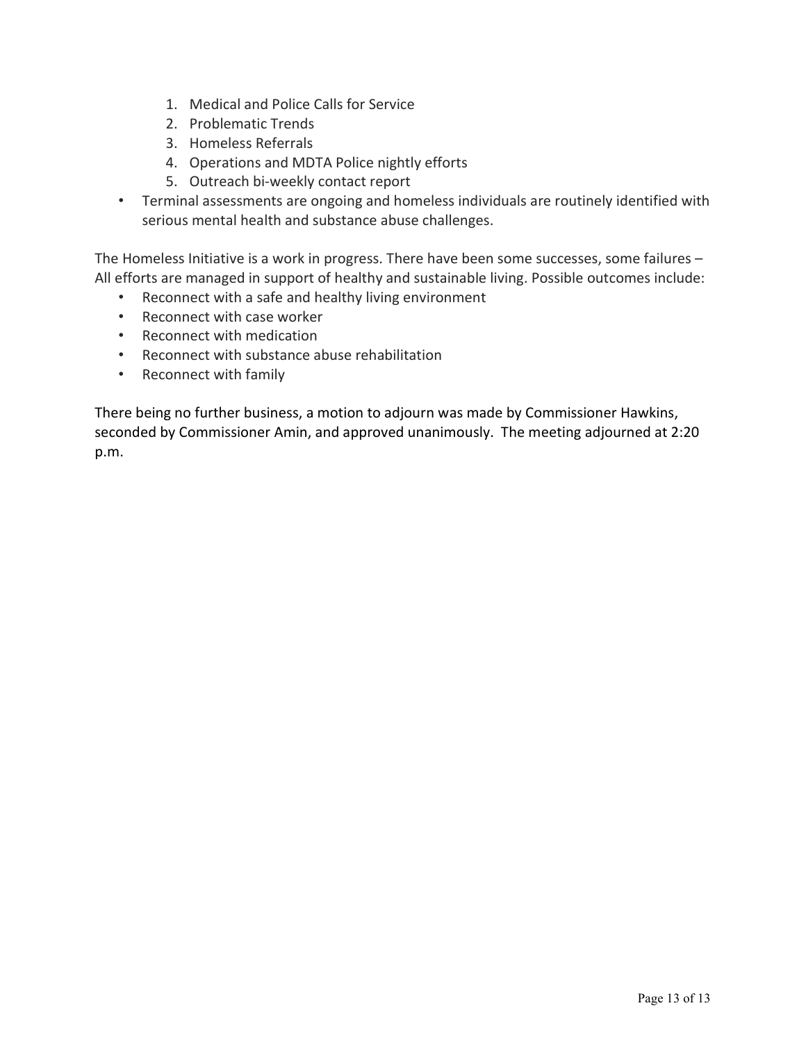1. Medical and Police Calls for Service
2. Problematic Trends
3. Homeless Referrals
4. Operations and MDTA Police nightly efforts
5. Outreach bi-weekly contact report

- Terminal assessments are ongoing and homeless individuals are routinely identified with serious mental health and substance abuse challenges.

The Homeless Initiative is a work in progress. There have been some successes, some failures – All efforts are managed in support of healthy and sustainable living. Possible outcomes include:

- Reconnect with a safe and healthy living environment
- Reconnect with case worker
- Reconnect with medication
- Reconnect with substance abuse rehabilitation
- Reconnect with family

There being no further business, a motion to adjourn was made by Commissioner Hawkins, seconded by Commissioner Amin, and approved unanimously. The meeting adjourned at 2:20 p.m.